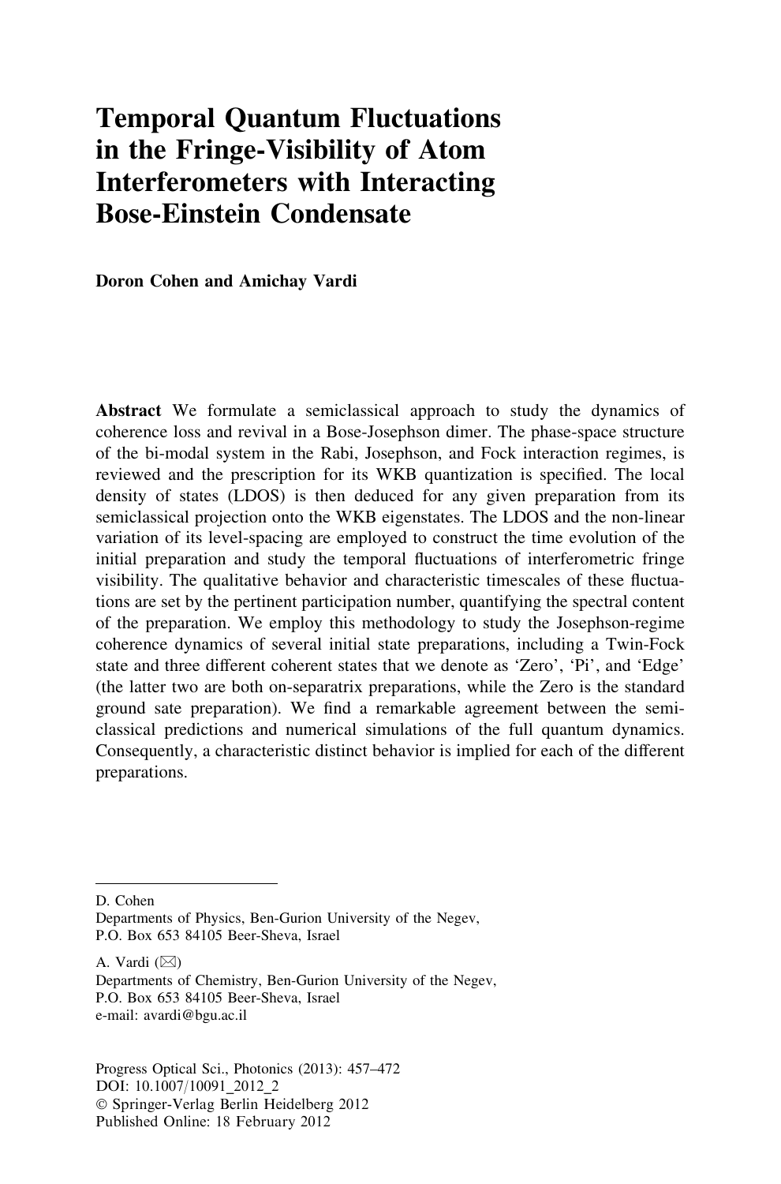# Temporal Quantum Fluctuations in the Fringe-Visibility of Atom Interferometers with Interacting Bose-Einstein Condensate

**Doron Cohen and Amichay Vardi**

**Abstract** We formulate a semiclassical approach to study the dynamics of coherence loss and revival in a Bose-Josephson dimer. The phase-space structure of the bi-modal system in the Rabi, Josephson, and Fock interaction regimes, is reviewed and the prescription for its WKB quantization is specified. The local density of states (LDOS) is then deduced for any given preparation from its semiclassical projection onto the WKB eigenstates. The LDOS and the non-linear variation of its level-spacing are employed to construct the time evolution of the initial preparation and study the temporal fluctuations of interferometric fringe visibility. The qualitative behavior and characteristic timescales of these fluctuations are set by the pertinent participation number, quantifying the spectral content of the preparation. We employ this methodology to study the Josephson-regime coherence dynamics of several initial state preparations, including a Twin-Fock state and three different coherent states that we denote as 'Zero', 'Pi', and 'Edge' (the latter two are both on-separatrix preparations, while the Zero is the standard ground sate preparation). We find a remarkable agreement between the semiclassical predictions and numerical simulations of the full quantum dynamics. Consequently, a characteristic distinct behavior is implied for each of the different preparations.

---

D. Cohen
Departments of Physics, Ben-Gurion University of the Negev,
P.O. Box 653 84105 Beer-Sheva, Israel

A. Vardi (✉)
Departments of Chemistry, Ben-Gurion University of the Negev,
P.O. Box 653 84105 Beer-Sheva, Israel
e-mail: avardi@bgu.ac.il

Progress Optical Sci., Photonics (2013): 457–472
DOI: 10.1007/10091_2012_2
© Springer-Verlag Berlin Heidelberg 2012
Published Online: 18 February 2012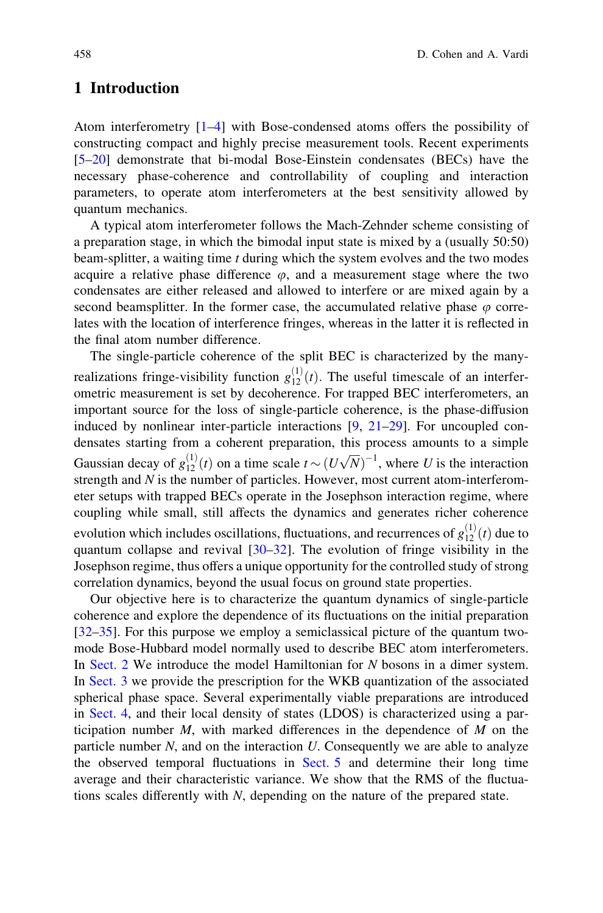## 1 Introduction

Atom interferometry [1–4] with Bose-condensed atoms offers the possibility of constructing compact and highly precise measurement tools. Recent experiments [5–20] demonstrate that bi-modal Bose-Einstein condensates (BECs) have the necessary phase-coherence and controllability of coupling and interaction parameters, to operate atom interferometers at the best sensitivity allowed by quantum mechanics.

A typical atom interferometer follows the Mach-Zehnder scheme consisting of a preparation stage, in which the bimodal input state is mixed by a (usually 50:50) beam-splitter, a waiting time $t$ during which the system evolves and the two modes acquire a relative phase difference $\varphi$, and a measurement stage where the two condensates are either released and allowed to interfere or are mixed again by a second beamsplitter. In the former case, the accumulated relative phase $\varphi$ correlates with the location of interference fringes, whereas in the latter it is reflected in the final atom number difference.

The single-particle coherence of the split BEC is characterized by the many-realizations fringe-visibility function $g_{12}^{(1)}(t)$. The useful timescale of an interferometric measurement is set by decoherence. For trapped BEC interferometers, an important source for the loss of single-particle coherence, is the phase-diffusion induced by nonlinear inter-particle interactions [9, 21–29]. For uncoupled condensates starting from a coherent preparation, this process amounts to a simple Gaussian decay of $g_{12}^{(1)}(t)$ on a time scale $t \sim (U\sqrt{N})^{-1}$, where $U$ is the interaction strength and $N$ is the number of particles. However, most current atom-interferometer setups with trapped BECs operate in the Josephson interaction regime, where coupling while small, still affects the dynamics and generates richer coherence evolution which includes oscillations, fluctuations, and recurrences of $g_{12}^{(1)}(t)$ due to quantum collapse and revival [30–32]. The evolution of fringe visibility in the Josephson regime, thus offers a unique opportunity for the controlled study of strong correlation dynamics, beyond the usual focus on ground state properties.

Our objective here is to characterize the quantum dynamics of single-particle coherence and explore the dependence of its fluctuations on the initial preparation [32–35]. For this purpose we employ a semiclassical picture of the quantum two-mode Bose-Hubbard model normally used to describe BEC atom interferometers. In Sect. 2 We introduce the model Hamiltonian for $N$ bosons in a dimer system. In Sect. 3 we provide the prescription for the WKB quantization of the associated spherical phase space. Several experimentally viable preparations are introduced in Sect. 4, and their local density of states (LDOS) is characterized using a participation number $M$, with marked differences in the dependence of $M$ on the particle number $N$, and on the interaction $U$. Consequently we are able to analyze the observed temporal fluctuations in Sect. 5 and determine their long time average and their characteristic variance. We show that the RMS of the fluctuations scales differently with $N$, depending on the nature of the prepared state.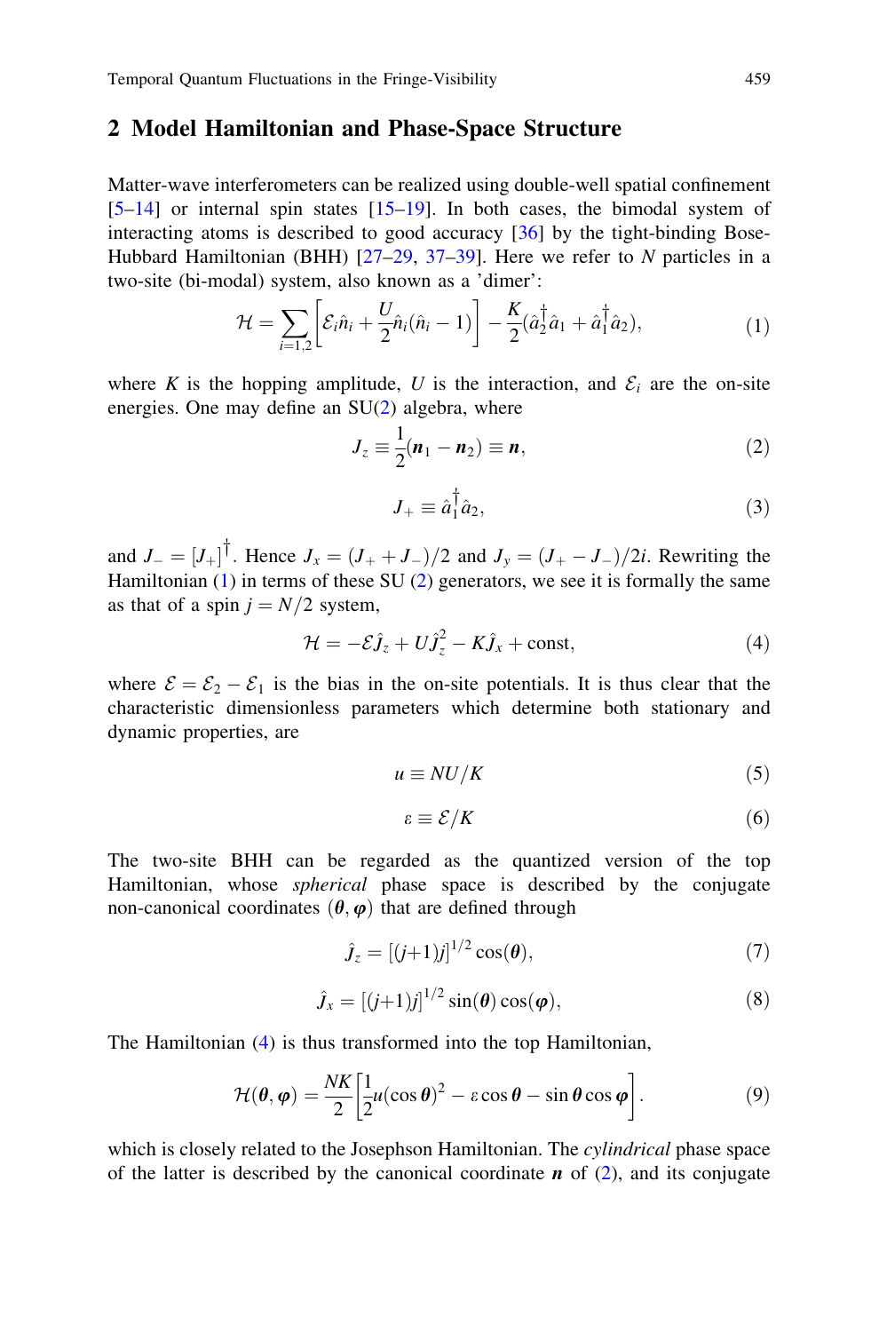## 2 Model Hamiltonian and Phase-Space Structure

Matter-wave interferometers can be realized using double-well spatial confinement [5–14] or internal spin states [15–19]. In both cases, the bimodal system of interacting atoms is described to good accuracy [36] by the tight-binding Bose-Hubbard Hamiltonian (BHH) [27–29, 37–39]. Here we refer to $N$ particles in a two-site (bi-modal) system, also known as a 'dimer':

$$\mathcal{H} = \sum_{i=1,2}\left[\mathcal{E}_i\hat{n}_i + \frac{U}{2}\hat{n}_i(\hat{n}_i - 1)\right] - \frac{K}{2}(\hat{a}_2^\dagger\hat{a}_1 + \hat{a}_1^\dagger\hat{a}_2), \tag{1}$$

where $K$ is the hopping amplitude, $U$ is the interaction, and $\mathcal{E}_i$ are the on-site energies. One may define an SU(2) algebra, where

$$J_z \equiv \frac{1}{2}(\boldsymbol{n}_1 - \boldsymbol{n}_2) \equiv \boldsymbol{n}, \tag{2}$$

$$J_+ \equiv \hat{a}_1^\dagger\hat{a}_2, \tag{3}$$

and $J_- = [J_+]^\dagger$. Hence $J_x = (J_+ + J_-)/2$ and $J_y = (J_+ - J_-)/2i$. Rewriting the Hamiltonian (1) in terms of these SU (2) generators, we see it is formally the same as that of a spin $j = N/2$ system,

$$\mathcal{H} = -\mathcal{E}\hat{J}_z + U\hat{J}_z^2 - K\hat{J}_x + \text{const}, \tag{4}$$

where $\mathcal{E} = \mathcal{E}_2 - \mathcal{E}_1$ is the bias in the on-site potentials. It is thus clear that the characteristic dimensionless parameters which determine both stationary and dynamic properties, are

$$u \equiv NU/K \tag{5}$$

$$\varepsilon \equiv \mathcal{E}/K \tag{6}$$

The two-site BHH can be regarded as the quantized version of the top Hamiltonian, whose *spherical* phase space is described by the conjugate non-canonical coordinates $(\boldsymbol{\theta}, \boldsymbol{\varphi})$ that are defined through

$$\hat{J}_z = [(j+1)j]^{1/2}\cos(\boldsymbol{\theta}), \tag{7}$$

$$\hat{J}_x = [(j+1)j]^{1/2}\sin(\boldsymbol{\theta})\cos(\boldsymbol{\varphi}), \tag{8}$$

The Hamiltonian (4) is thus transformed into the top Hamiltonian,

$$\mathcal{H}(\boldsymbol{\theta}, \boldsymbol{\varphi}) = \frac{NK}{2}\left[\frac{1}{2}u(\cos\boldsymbol{\theta})^2 - \varepsilon\cos\boldsymbol{\theta} - \sin\boldsymbol{\theta}\cos\boldsymbol{\varphi}\right]. \tag{9}$$

which is closely related to the Josephson Hamiltonian. The *cylindrical* phase space of the latter is described by the canonical coordinate $\boldsymbol{n}$ of (2), and its conjugate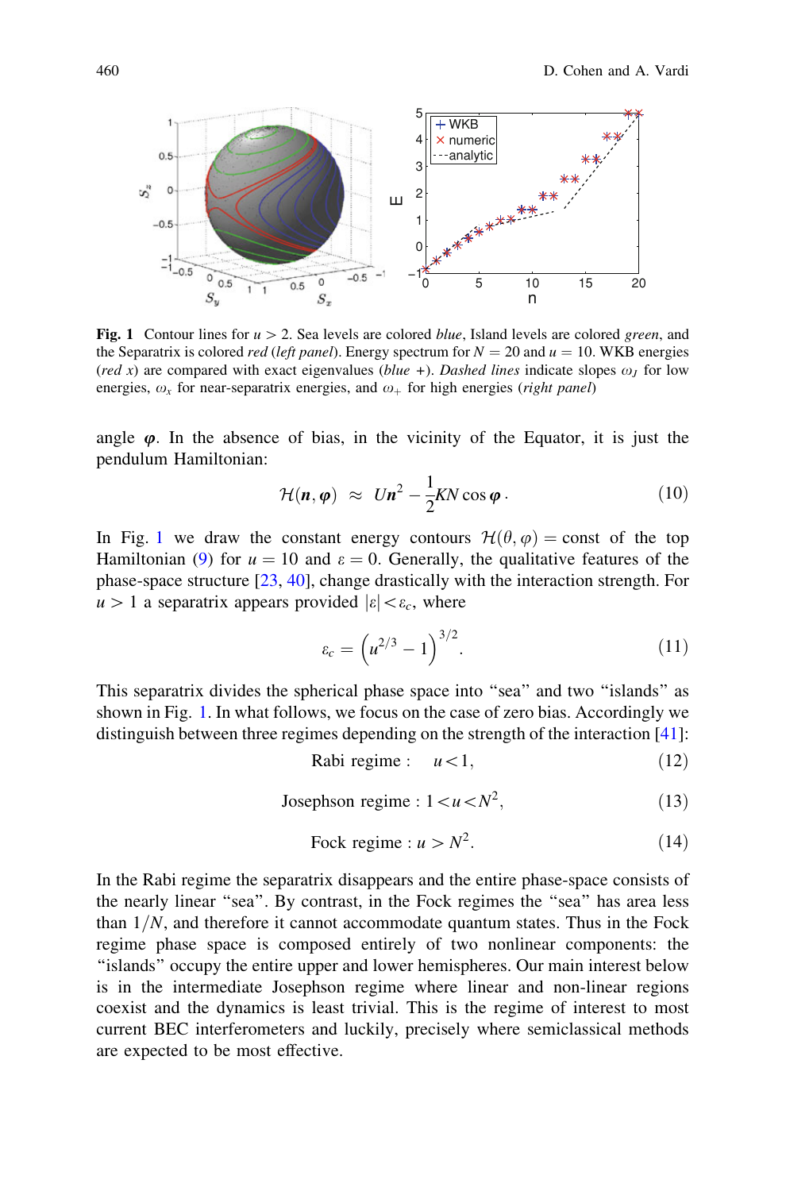**Fig. 1** Contour lines for $u > 2$. Sea levels are colored *blue*, Island levels are colored *green*, and the Separatrix is colored *red* (*left panel*). Energy spectrum for $N = 20$ and $u = 10$. WKB energies (*red x*) are compared with exact eigenvalues (*blue +*). *Dashed lines* indicate slopes $\omega_J$ for low energies, $\omega_x$ for near-separatrix energies, and $\omega_+$ for high energies (*right panel*)

angle $\boldsymbol{\varphi}$. In the absence of bias, in the vicinity of the Equator, it is just the pendulum Hamiltonian:

$$\mathcal{H}(\boldsymbol{n}, \boldsymbol{\varphi}) \;\approx\; U\boldsymbol{n}^2 - \frac{1}{2}KN\cos\boldsymbol{\varphi}\,. \tag{10}$$

In Fig. 1 we draw the constant energy contours $\mathcal{H}(\theta, \varphi) = \text{const}$ of the top Hamiltonian (9) for $u = 10$ and $\varepsilon = 0$. Generally, the qualitative features of the phase-space structure [23, 40], change drastically with the interaction strength. For $u > 1$ a separatrix appears provided $|\varepsilon| < \varepsilon_c$, where

$$\varepsilon_c = \left(u^{2/3} - 1\right)^{3/2}. \tag{11}$$

This separatrix divides the spherical phase space into "sea" and two "islands" as shown in Fig. 1. In what follows, we focus on the case of zero bias. Accordingly we distinguish between three regimes depending on the strength of the interaction [41]:

$$\text{Rabi regime}: \quad u < 1, \tag{12}$$

$$\text{Josephson regime}: 1 < u < N^2, \tag{13}$$

$$\text{Fock regime}: u > N^2. \tag{14}$$

In the Rabi regime the separatrix disappears and the entire phase-space consists of the nearly linear "sea". By contrast, in the Fock regimes the "sea" has area less than $1/N$, and therefore it cannot accommodate quantum states. Thus in the Fock regime phase space is composed entirely of two nonlinear components: the "islands" occupy the entire upper and lower hemispheres. Our main interest below is in the intermediate Josephson regime where linear and non-linear regions coexist and the dynamics is least trivial. This is the regime of interest to most current BEC interferometers and luckily, precisely where semiclassical methods are expected to be most effective.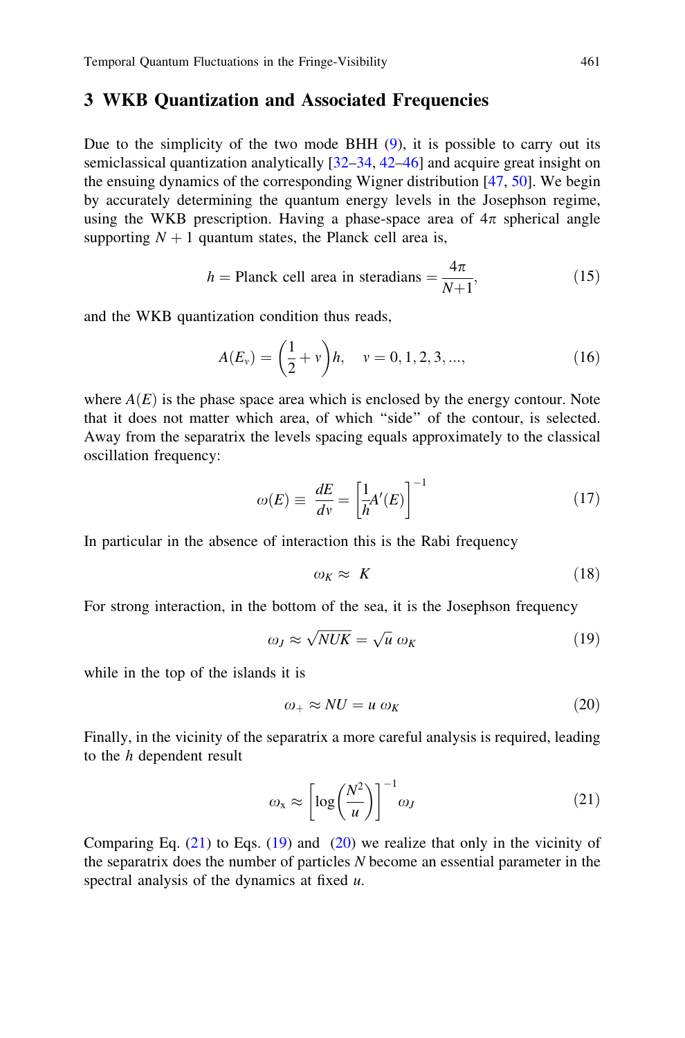## 3 WKB Quantization and Associated Frequencies

Due to the simplicity of the two mode BHH (9), it is possible to carry out its semiclassical quantization analytically [32–34, 42–46] and acquire great insight on the ensuing dynamics of the corresponding Wigner distribution [47, 50]. We begin by accurately determining the quantum energy levels in the Josephson regime, using the WKB prescription. Having a phase-space area of $4\pi$ spherical angle supporting $N+1$ quantum states, the Planck cell area is,

$$h = \text{Planck cell area in steradians} = \frac{4\pi}{N+1}, \tag{15}$$

and the WKB quantization condition thus reads,

$$A(E_v) = \left(\frac{1}{2} + v\right)h, \quad v = 0, 1, 2, 3, \ldots, \tag{16}$$

where $A(E)$ is the phase space area which is enclosed by the energy contour. Note that it does not matter which area, of which "side" of the contour, is selected. Away from the separatrix the levels spacing equals approximately to the classical oscillation frequency:

$$\omega(E) \equiv \frac{dE}{dv} = \left[\frac{1}{h}A'(E)\right]^{-1} \tag{17}$$

In particular in the absence of interaction this is the Rabi frequency

$$\omega_K \approx K \tag{18}$$

For strong interaction, in the bottom of the sea, it is the Josephson frequency

$$\omega_J \approx \sqrt{NUK} = \sqrt{u}\,\omega_K \tag{19}$$

while in the top of the islands it is

$$\omega_+ \approx NU = u\,\omega_K \tag{20}$$

Finally, in the vicinity of the separatrix a more careful analysis is required, leading to the $h$ dependent result

$$\omega_x \approx \left[\log\left(\frac{N^2}{u}\right)\right]^{-1} \omega_J \tag{21}$$

Comparing Eq. (21) to Eqs. (19) and (20) we realize that only in the vicinity of the separatrix does the number of particles $N$ become an essential parameter in the spectral analysis of the dynamics at fixed $u$.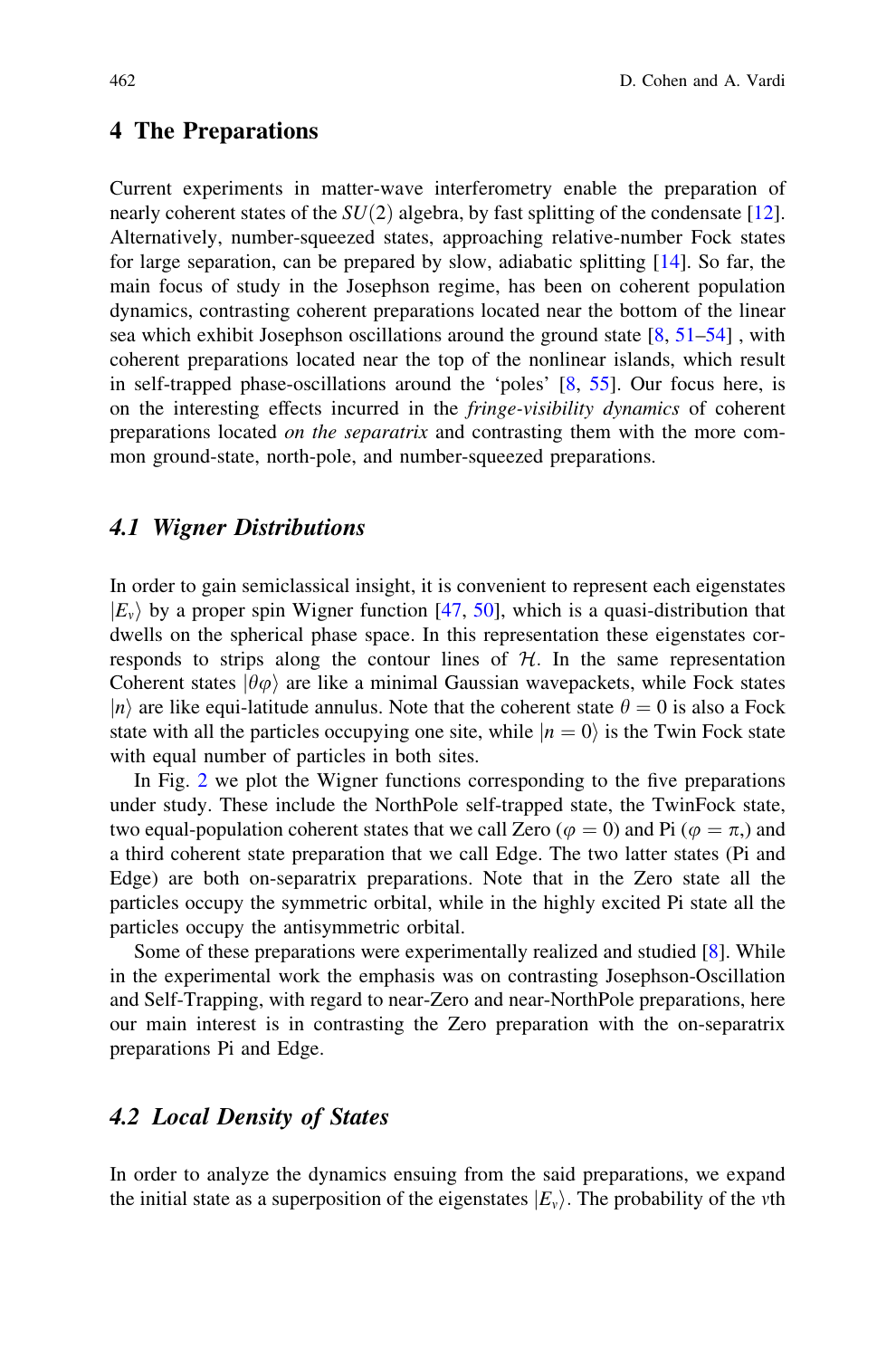## 4 The Preparations

Current experiments in matter-wave interferometry enable the preparation of nearly coherent states of the $SU(2)$ algebra, by fast splitting of the condensate [12]. Alternatively, number-squeezed states, approaching relative-number Fock states for large separation, can be prepared by slow, adiabatic splitting [14]. So far, the main focus of study in the Josephson regime, has been on coherent population dynamics, contrasting coherent preparations located near the bottom of the linear sea which exhibit Josephson oscillations around the ground state [8, 51–54] , with coherent preparations located near the top of the nonlinear islands, which result in self-trapped phase-oscillations around the 'poles' [8, 55]. Our focus here, is on the interesting effects incurred in the *fringe-visibility dynamics* of coherent preparations located *on the separatrix* and contrasting them with the more common ground-state, north-pole, and number-squeezed preparations.

### 4.1 Wigner Distributions

In order to gain semiclassical insight, it is convenient to represent each eigenstates $|E_\nu\rangle$ by a proper spin Wigner function [47, 50], which is a quasi-distribution that dwells on the spherical phase space. In this representation these eigenstates corresponds to strips along the contour lines of $\mathcal{H}$. In the same representation Coherent states $|\theta\varphi\rangle$ are like a minimal Gaussian wavepackets, while Fock states $|n\rangle$ are like equi-latitude annulus. Note that the coherent state $\theta = 0$ is also a Fock state with all the particles occupying one site, while $|n = 0\rangle$ is the Twin Fock state with equal number of particles in both sites.

In Fig. 2 we plot the Wigner functions corresponding to the five preparations under study. These include the NorthPole self-trapped state, the TwinFock state, two equal-population coherent states that we call Zero ($\varphi = 0$) and Pi ($\varphi = \pi$,) and a third coherent state preparation that we call Edge. The two latter states (Pi and Edge) are both on-separatrix preparations. Note that in the Zero state all the particles occupy the symmetric orbital, while in the highly excited Pi state all the particles occupy the antisymmetric orbital.

Some of these preparations were experimentally realized and studied [8]. While in the experimental work the emphasis was on contrasting Josephson-Oscillation and Self-Trapping, with regard to near-Zero and near-NorthPole preparations, here our main interest is in contrasting the Zero preparation with the on-separatrix preparations Pi and Edge.

### 4.2 Local Density of States

In order to analyze the dynamics ensuing from the said preparations, we expand the initial state as a superposition of the eigenstates $|E_\nu\rangle$. The probability of the $\nu$th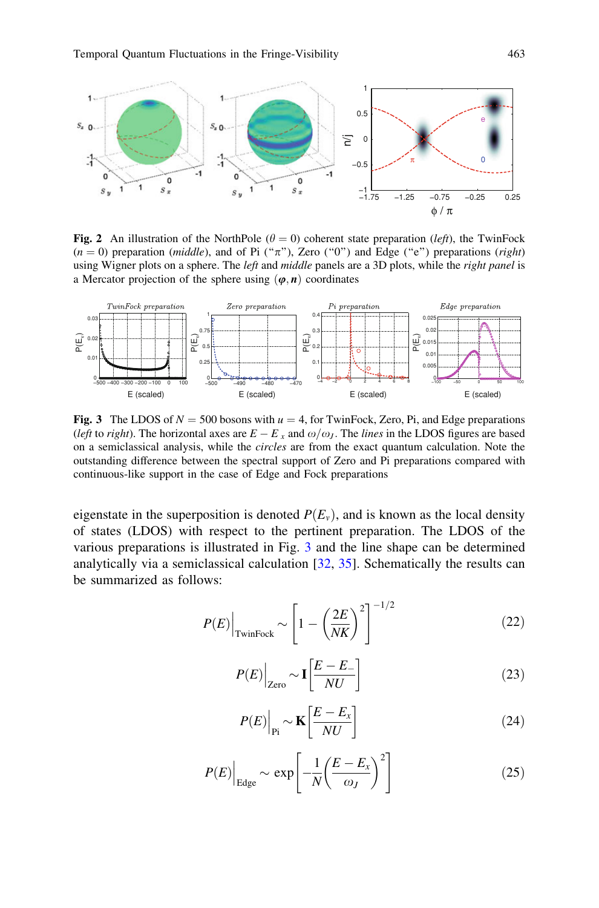**Fig. 2** An illustration of the NorthPole ($\theta = 0$) coherent state preparation (*left*), the TwinFock ($n = 0$) preparation (*middle*), and of Pi ("$\pi$"), Zero ("0") and Edge ("e") preparations (*right*) using Wigner plots on a sphere. The *left* and *middle* panels are a 3D plots, while the *right panel* is a Mercator projection of the sphere using $(\boldsymbol{\varphi}, \boldsymbol{n})$ coordinates

**Fig. 3** The LDOS of $N = 500$ bosons with $u = 4$, for TwinFock, Zero, Pi, and Edge preparations (*left* to *right*). The horizontal axes are $E - E_x$ and $\omega/\omega_J$. The *lines* in the LDOS figures are based on a semiclassical analysis, while the *circles* are from the exact quantum calculation. Note the outstanding difference between the spectral support of Zero and Pi preparations compared with continuous-like support in the case of Edge and Fock preparations

eigenstate in the superposition is denoted $P(E_\nu)$, and is known as the local density of states (LDOS) with respect to the pertinent preparation. The LDOS of the various preparations is illustrated in Fig. 3 and the line shape can be determined analytically via a semiclassical calculation [32, 35]. Schematically the results can be summarized as follows:

$$P(E)\Big|_{\text{TwinFock}} \sim \left[1 - \left(\frac{2E}{NK}\right)^2\right]^{-1/2} \tag{22}$$

$$P(E)\Big|_{\text{Zero}} \sim \mathbf{I}\left[\frac{E - E_-}{NU}\right] \tag{23}$$

$$P(E)\Big|_{\text{Pi}} \sim \mathbf{K}\left[\frac{E - E_x}{NU}\right] \tag{24}$$

$$P(E)\Big|_{\text{Edge}} \sim \exp\left[-\frac{1}{N}\left(\frac{E - E_x}{\omega_J}\right)^2\right] \tag{25}$$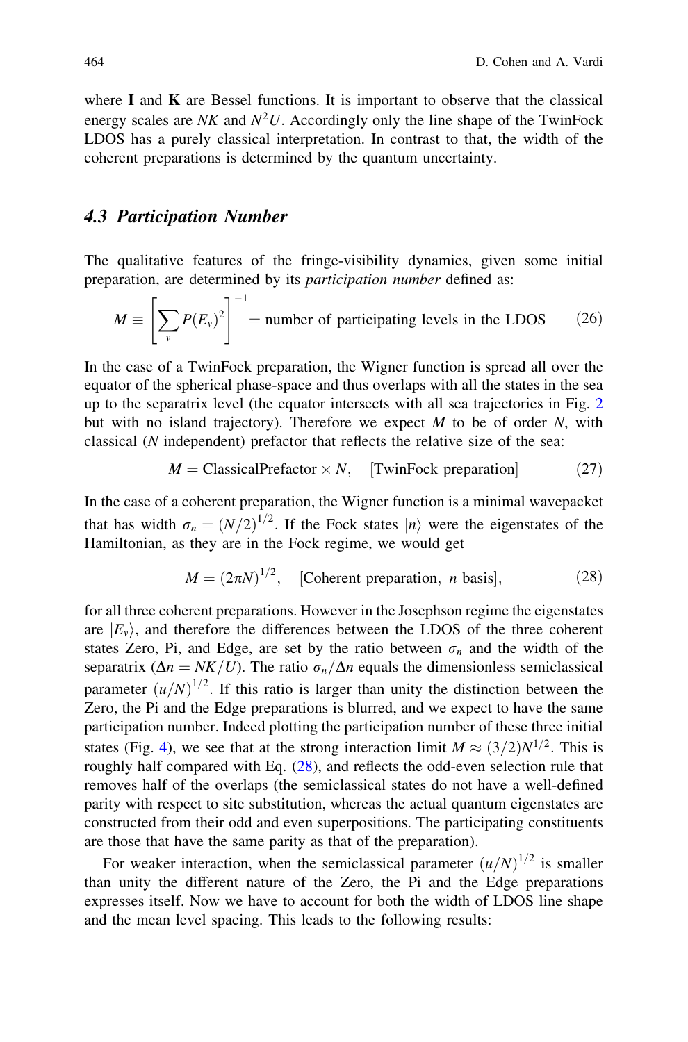where **I** and **K** are Bessel functions. It is important to observe that the classical energy scales are $NK$ and $N^2U$. Accordingly only the line shape of the TwinFock LDOS has a purely classical interpretation. In contrast to that, the width of the coherent preparations is determined by the quantum uncertainty.

### 4.3 Participation Number

The qualitative features of the fringe-visibility dynamics, given some initial preparation, are determined by its *participation number* defined as:

$$M \equiv \left[ \sum_{\nu} P(E_{\nu})^2 \right]^{-1} = \text{number of participating levels in the LDOS} \qquad (26)$$

In the case of a TwinFock preparation, the Wigner function is spread all over the equator of the spherical phase-space and thus overlaps with all the states in the sea up to the separatrix level (the equator intersects with all sea trajectories in Fig. 2 but with no island trajectory). Therefore we expect $M$ to be of order $N$, with classical ($N$ independent) prefactor that reflects the relative size of the sea:

$$M = \text{ClassicalPrefactor} \times N, \quad [\text{TwinFock preparation}] \qquad (27)$$

In the case of a coherent preparation, the Wigner function is a minimal wavepacket that has width $\sigma_n = (N/2)^{1/2}$. If the Fock states $|n\rangle$ were the eigenstates of the Hamiltonian, as they are in the Fock regime, we would get

$$M = (2\pi N)^{1/2}, \quad [\text{Coherent preparation, } n \text{ basis}], \qquad (28)$$

for all three coherent preparations. However in the Josephson regime the eigenstates are $|E_\nu\rangle$, and therefore the differences between the LDOS of the three coherent states Zero, Pi, and Edge, are set by the ratio between $\sigma_n$ and the width of the separatrix ($\Delta n = NK/U$). The ratio $\sigma_n/\Delta n$ equals the dimensionless semiclassical parameter $(u/N)^{1/2}$. If this ratio is larger than unity the distinction between the Zero, the Pi and the Edge preparations is blurred, and we expect to have the same participation number. Indeed plotting the participation number of these three initial states (Fig. 4), we see that at the strong interaction limit $M \approx (3/2)N^{1/2}$. This is roughly half compared with Eq. (28), and reflects the odd-even selection rule that removes half of the overlaps (the semiclassical states do not have a well-defined parity with respect to site substitution, whereas the actual quantum eigenstates are constructed from their odd and even superpositions. The participating constituents are those that have the same parity as that of the preparation).

For weaker interaction, when the semiclassical parameter $(u/N)^{1/2}$ is smaller than unity the different nature of the Zero, the Pi and the Edge preparations expresses itself. Now we have to account for both the width of LDOS line shape and the mean level spacing. This leads to the following results: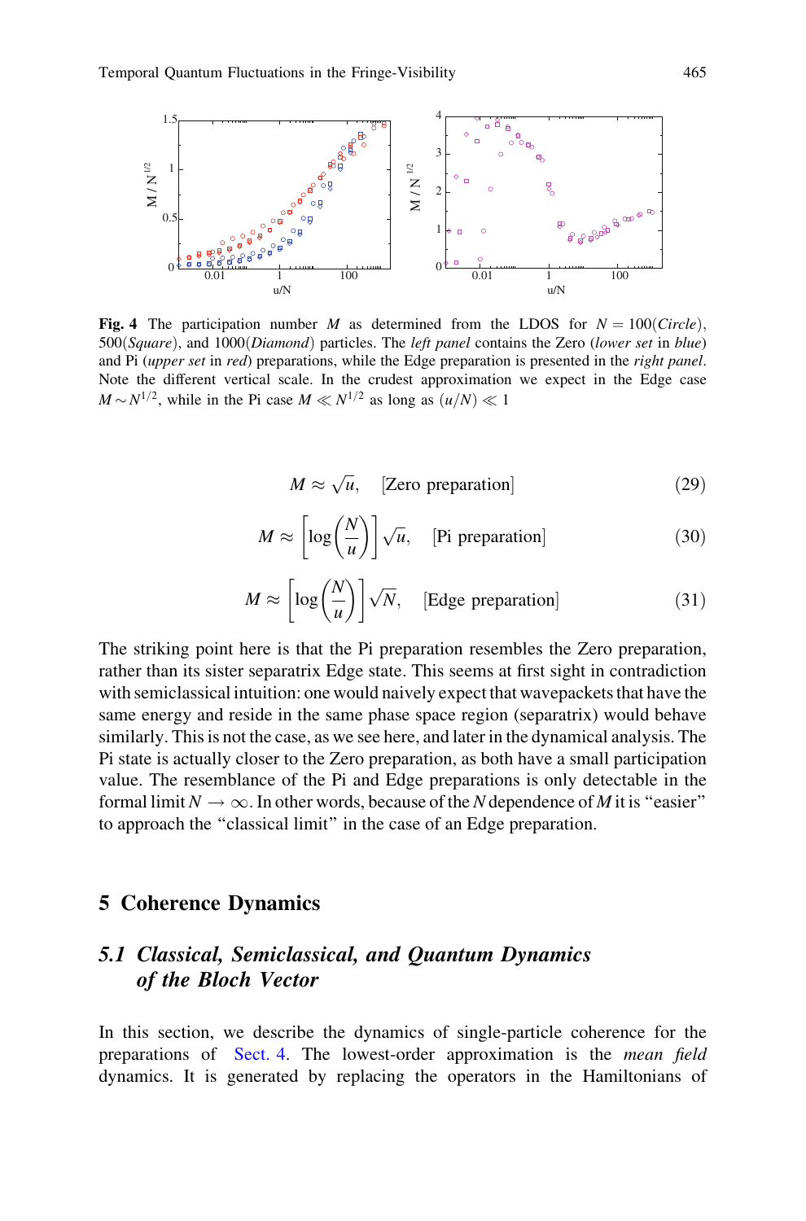**Fig. 4** The participation number $M$ as determined from the LDOS for $N = 100$(*Circle*), 500(*Square*), and 1000(*Diamond*) particles. The *left panel* contains the Zero (*lower set* in *blue*) and Pi (*upper set* in *red*) preparations, while the Edge preparation is presented in the *right panel*. Note the different vertical scale. In the crudest approximation we expect in the Edge case $M \sim N^{1/2}$, while in the Pi case $M \ll N^{1/2}$ as long as $(u/N) \ll 1$

$$M \approx \sqrt{u}, \quad \text{[Zero preparation]} \tag{29}$$

$$M \approx \left[\log\left(\frac{N}{u}\right)\right]\sqrt{u}, \quad \text{[Pi preparation]} \tag{30}$$

$$M \approx \left[\log\left(\frac{N}{u}\right)\right]\sqrt{N}, \quad \text{[Edge preparation]} \tag{31}$$

The striking point here is that the Pi preparation resembles the Zero preparation, rather than its sister separatrix Edge state. This seems at first sight in contradiction with semiclassical intuition: one would naively expect that wavepackets that have the same energy and reside in the same phase space region (separatrix) would behave similarly. This is not the case, as we see here, and later in the dynamical analysis. The Pi state is actually closer to the Zero preparation, as both have a small participation value. The resemblance of the Pi and Edge preparations is only detectable in the formal limit $N \to \infty$. In other words, because of the $N$ dependence of $M$ it is "easier" to approach the "classical limit" in the case of an Edge preparation.

## 5 Coherence Dynamics

### 5.1 *Classical, Semiclassical, and Quantum Dynamics of the Bloch Vector*

In this section, we describe the dynamics of single-particle coherence for the preparations of Sect. 4. The lowest-order approximation is the *mean field* dynamics. It is generated by replacing the operators in the Hamiltonians of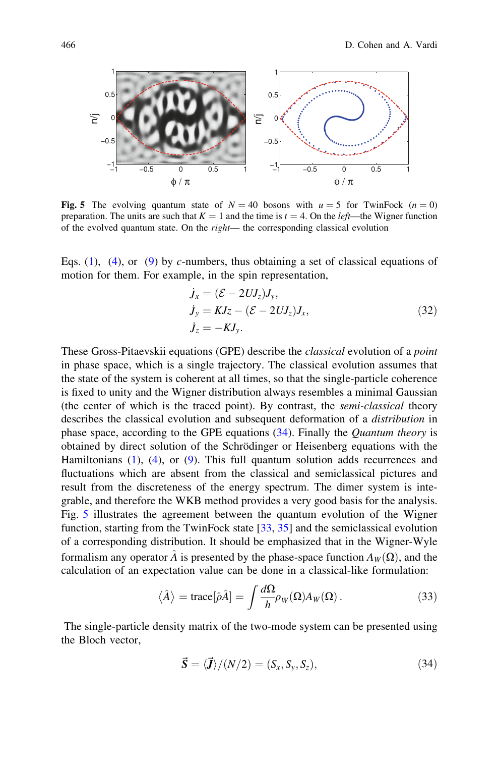**Fig. 5** The evolving quantum state of $N = 40$ bosons with $u = 5$ for TwinFock $(n = 0)$ preparation. The units are such that $K = 1$ and the time is $t = 4$. On the *left*—the Wigner function of the evolved quantum state. On the *right*— the corresponding classical evolution

Eqs. (1), (4), or (9) by *c*-numbers, thus obtaining a set of classical equations of motion for them. For example, in the spin representation,

$$
\begin{aligned}
\dot{j}_x &= (\mathcal{E} - 2UJ_z)J_y, \\
\dot{j}_y &= KJz - (\mathcal{E} - 2UJ_z)J_x, \\
\dot{j}_z &= -KJ_y.
\end{aligned}
\tag{32}
$$

These Gross-Pitaevskii equations (GPE) describe the *classical* evolution of a *point* in phase space, which is a single trajectory. The classical evolution assumes that the state of the system is coherent at all times, so that the single-particle coherence is fixed to unity and the Wigner distribution always resembles a minimal Gaussian (the center of which is the traced point). By contrast, the *semi-classical* theory describes the classical evolution and subsequent deformation of a *distribution* in phase space, according to the GPE equations (34). Finally the *Quantum theory* is obtained by direct solution of the Schrödinger or Heisenberg equations with the Hamiltonians (1), (4), or (9). This full quantum solution adds recurrences and fluctuations which are absent from the classical and semiclassical pictures and result from the discreteness of the energy spectrum. The dimer system is integrable, and therefore the WKB method provides a very good basis for the analysis. Fig. 5 illustrates the agreement between the quantum evolution of the Wigner function, starting from the TwinFock state [33, 35] and the semiclassical evolution of a corresponding distribution. It should be emphasized that in the Wigner-Wyle formalism any operator $\hat{A}$ is presented by the phase-space function $A_W(\Omega)$, and the calculation of an expectation value can be done in a classical-like formulation:

$$
\langle \hat{A} \rangle = \text{trace}[\hat{\rho}\hat{A}] = \int \frac{d\Omega}{h} \rho_W(\Omega) A_W(\Omega)\,. \tag{33}
$$

The single-particle density matrix of the two-mode system can be presented using the Bloch vector,

$$
\vec{S} = \langle \vec{J} \rangle / (N/2) = (S_x, S_y, S_z), \tag{34}
$$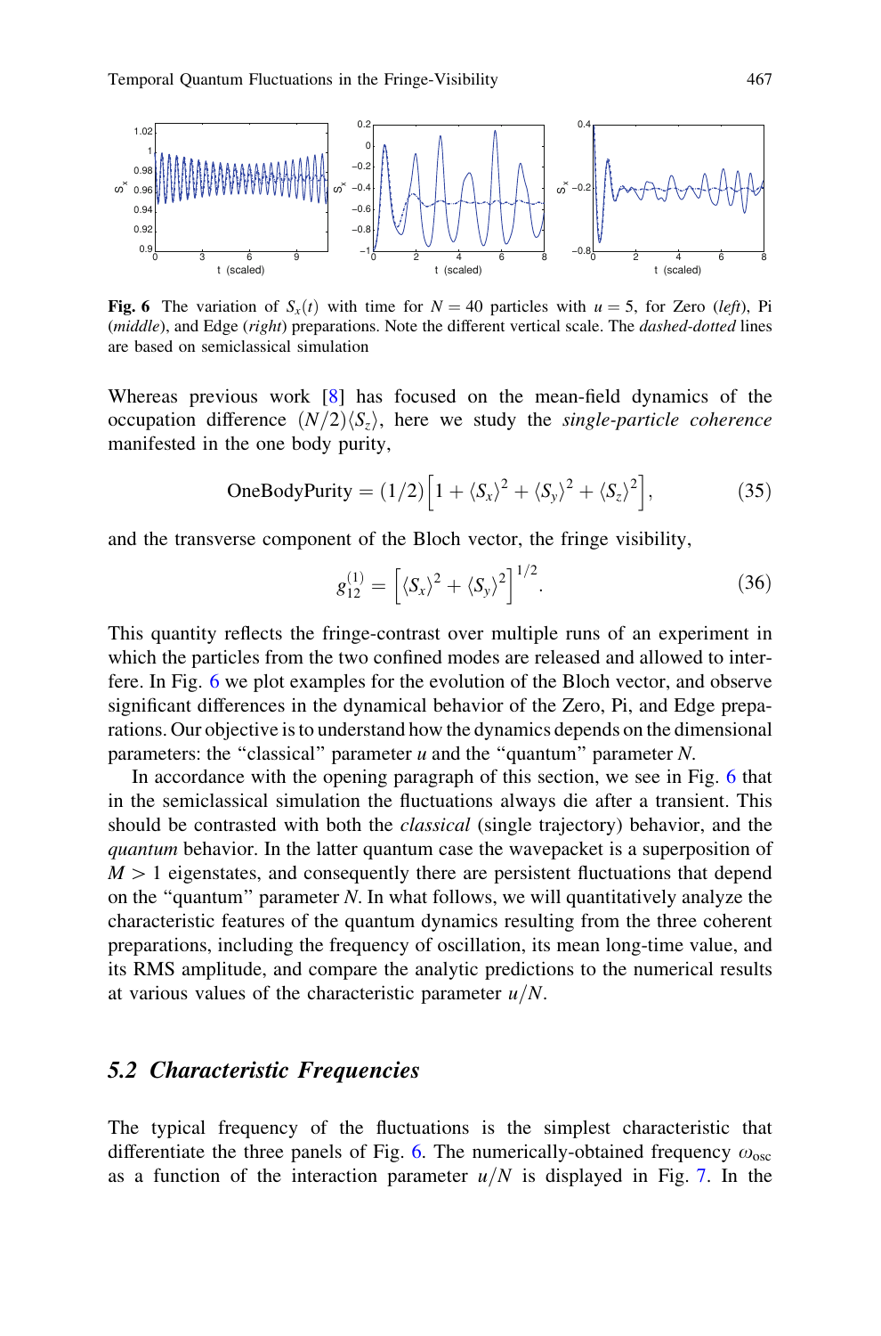**Fig. 6** The variation of $S_x(t)$ with time for $N = 40$ particles with $u = 5$, for Zero (*left*), Pi (*middle*), and Edge (*right*) preparations. Note the different vertical scale. The *dashed-dotted* lines are based on semiclassical simulation

Whereas previous work [8] has focused on the mean-field dynamics of the occupation difference $(N/2)\langle S_z \rangle$, here we study the *single-particle coherence* manifested in the one body purity,

$$\text{OneBodyPurity} = (1/2)\left[1 + \langle S_x \rangle^2 + \langle S_y \rangle^2 + \langle S_z \rangle^2\right], \tag{35}$$

and the transverse component of the Bloch vector, the fringe visibility,

$$g_{12}^{(1)} = \left[\langle S_x \rangle^2 + \langle S_y \rangle^2\right]^{1/2}. \tag{36}$$

This quantity reflects the fringe-contrast over multiple runs of an experiment in which the particles from the two confined modes are released and allowed to interfere. In Fig. 6 we plot examples for the evolution of the Bloch vector, and observe significant differences in the dynamical behavior of the Zero, Pi, and Edge preparations. Our objective is to understand how the dynamics depends on the dimensional parameters: the "classical" parameter $u$ and the "quantum" parameter $N$.

In accordance with the opening paragraph of this section, we see in Fig. 6 that in the semiclassical simulation the fluctuations always die after a transient. This should be contrasted with both the *classical* (single trajectory) behavior, and the *quantum* behavior. In the latter quantum case the wavepacket is a superposition of $M > 1$ eigenstates, and consequently there are persistent fluctuations that depend on the "quantum" parameter $N$. In what follows, we will quantitatively analyze the characteristic features of the quantum dynamics resulting from the three coherent preparations, including the frequency of oscillation, its mean long-time value, and its RMS amplitude, and compare the analytic predictions to the numerical results at various values of the characteristic parameter $u/N$.

## 5.2 Characteristic Frequencies

The typical frequency of the fluctuations is the simplest characteristic that differentiate the three panels of Fig. 6. The numerically-obtained frequency $\omega_{\text{osc}}$ as a function of the interaction parameter $u/N$ is displayed in Fig. 7. In the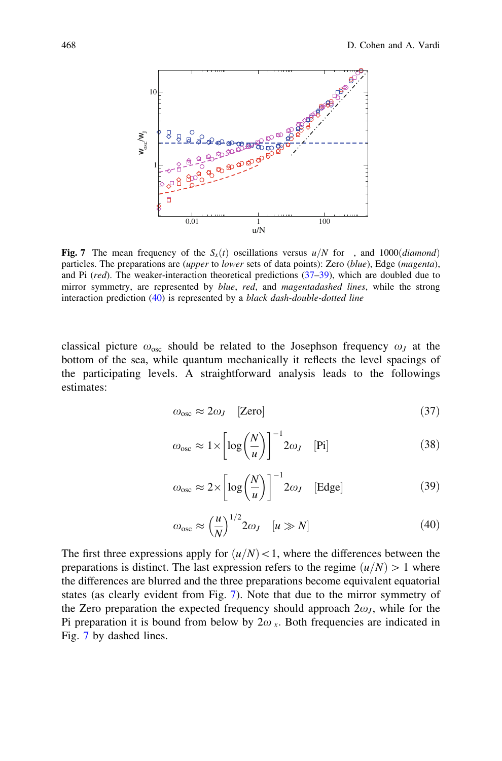**Fig. 7** The mean frequency of the $S_x(t)$ oscillations versus $u/N$ for , and 1000(*diamond*) particles. The preparations are (*upper* to *lower* sets of data points): Zero (*blue*), Edge (*magenta*), and Pi (*red*). The weaker-interaction theoretical predictions (37–39), which are doubled due to mirror symmetry, are represented by *blue*, *red*, and *magentadashed lines*, while the strong interaction prediction (40) is represented by a *black dash-double-dotted line*

classical picture $\omega_{\mathrm{osc}}$ should be related to the Josephson frequency $\omega_J$ at the bottom of the sea, while quantum mechanically it reflects the level spacings of the participating levels. A straightforward analysis leads to the followings estimates:

$$\omega_{\mathrm{osc}} \approx 2\omega_J \quad [\text{Zero}] \tag{37}$$

$$\omega_{\mathrm{osc}} \approx 1 \times \left[\log\left(\frac{N}{u}\right)\right]^{-1} 2\omega_J \quad [\text{Pi}] \tag{38}$$

$$\omega_{\mathrm{osc}} \approx 2 \times \left[\log\left(\frac{N}{u}\right)\right]^{-1} 2\omega_J \quad [\text{Edge}] \tag{39}$$

$$\omega_{\mathrm{osc}} \approx \left(\frac{u}{N}\right)^{1/2} 2\omega_J \quad [u \gg N] \tag{40}$$

The first three expressions apply for $(u/N) < 1$, where the differences between the preparations is distinct. The last expression refers to the regime $(u/N) > 1$ where the differences are blurred and the three preparations become equivalent equatorial states (as clearly evident from Fig. 7). Note that due to the mirror symmetry of the Zero preparation the expected frequency should approach $2\omega_J$, while for the Pi preparation it is bound from below by $2\omega_x$. Both frequencies are indicated in Fig. 7 by dashed lines.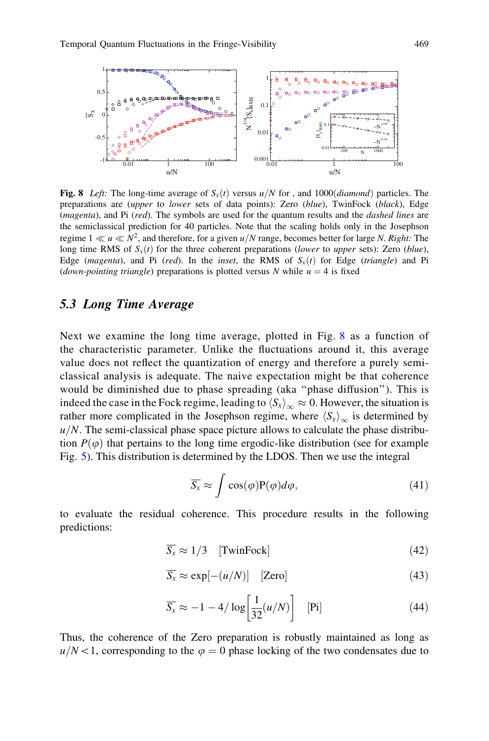**Fig. 8** *Left:* The long-time average of $S_x(t)$ versus $u/N$ for , and 1000(*diamond*) particles. The preparations are (*upper* to *lower* sets of data points): Zero (*blue*), TwinFock (*black*), Edge (*magenta*), and Pi (*red*). The symbols are used for the quantum results and the *dashed lines* are the semiclassical prediction for 40 particles. Note that the scaling holds only in the Josephson regime $1 \ll u \ll N^2$, and therefore, for a given $u/N$ range, becomes better for large $N$. *Right:* The long time RMS of $S_x(t)$ for the three coherent preparations (*lower* to *upper* sets): Zero (*blue*), Edge (*magenta*), and Pi (*red*). In the *inset*, the RMS of $S_x(t)$ for Edge (*triangle*) and Pi (*down-pointing triangle*) preparations is plotted versus $N$ while $u = 4$ is fixed

## 5.3 Long Time Average

Next we examine the long time average, plotted in Fig. 8 as a function of the characteristic parameter. Unlike the fluctuations around it, this average value does not reflect the quantization of energy and therefore a purely semi-classical analysis is adequate. The naive expectation might be that coherence would be diminished due to phase spreading (aka "phase diffusion"). This is indeed the case in the Fock regime, leading to $\langle S_x \rangle_\infty \approx 0$. However, the situation is rather more complicated in the Josephson regime, where $\langle S_x \rangle_\infty$ is determined by $u/N$. The semi-classical phase space picture allows to calculate the phase distribution $P(\varphi)$ that pertains to the long time ergodic-like distribution (see for example Fig. 5). This distribution is determined by the LDOS. Then we use the integral

$$\overline{S_x} \approx \int \cos(\varphi) \mathrm{P}(\varphi) d\varphi, \tag{41}$$

to evaluate the residual coherence. This procedure results in the following predictions:

$$\overline{S_x} \approx 1/3 \quad [\text{TwinFock}] \tag{42}$$

$$\overline{S_x} \approx \exp[-(u/N)] \quad [\text{Zero}] \tag{43}$$

$$\overline{S_x} \approx -1 - 4/\log\left[\frac{1}{32}(u/N)\right] \quad [\text{Pi}] \tag{44}$$

Thus, the coherence of the Zero preparation is robustly maintained as long as $u/N < 1$, corresponding to the $\varphi = 0$ phase locking of the two condensates due to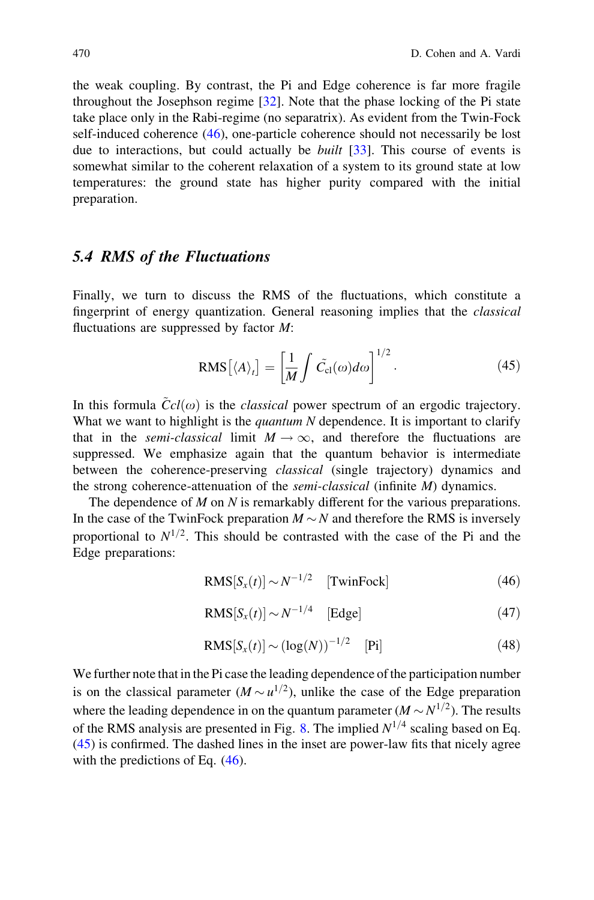the weak coupling. By contrast, the Pi and Edge coherence is far more fragile throughout the Josephson regime [32]. Note that the phase locking of the Pi state take place only in the Rabi-regime (no separatrix). As evident from the Twin-Fock self-induced coherence (46), one-particle coherence should not necessarily be lost due to interactions, but could actually be *built* [33]. This course of events is somewhat similar to the coherent relaxation of a system to its ground state at low temperatures: the ground state has higher purity compared with the initial preparation.

## *5.4 RMS of the Fluctuations*

Finally, we turn to discuss the RMS of the fluctuations, which constitute a fingerprint of energy quantization. General reasoning implies that the *classical* fluctuations are suppressed by factor $M$:

$$\mathrm{RMS}\left[\langle A \rangle_t\right] = \left[\frac{1}{M}\int \tilde{C}_{\mathrm{cl}}(\omega)d\omega\right]^{1/2}. \tag{45}$$

In this formula $\tilde{C}cl(\omega)$ is the *classical* power spectrum of an ergodic trajectory. What we want to highlight is the *quantum* $N$ dependence. It is important to clarify that in the *semi-classical* limit $M \to \infty$, and therefore the fluctuations are suppressed. We emphasize again that the quantum behavior is intermediate between the coherence-preserving *classical* (single trajectory) dynamics and the strong coherence-attenuation of the *semi-classical* (infinite $M$) dynamics.

The dependence of $M$ on $N$ is remarkably different for the various preparations. In the case of the TwinFock preparation $M \sim N$ and therefore the RMS is inversely proportional to $N^{1/2}$. This should be contrasted with the case of the Pi and the Edge preparations:

$$\mathrm{RMS}[S_x(t)] \sim N^{-1/2} \quad [\mathrm{TwinFock}] \tag{46}$$

$$\mathrm{RMS}[S_x(t)] \sim N^{-1/4} \quad [\mathrm{Edge}] \tag{47}$$

$$\mathrm{RMS}[S_x(t)] \sim (\log(N))^{-1/2} \quad [\mathrm{Pi}] \tag{48}$$

We further note that in the Pi case the leading dependence of the participation number is on the classical parameter ($M \sim u^{1/2}$), unlike the case of the Edge preparation where the leading dependence in on the quantum parameter ($M \sim N^{1/2}$). The results of the RMS analysis are presented in Fig. 8. The implied $N^{1/4}$ scaling based on Eq. (45) is confirmed. The dashed lines in the inset are power-law fits that nicely agree with the predictions of Eq. (46).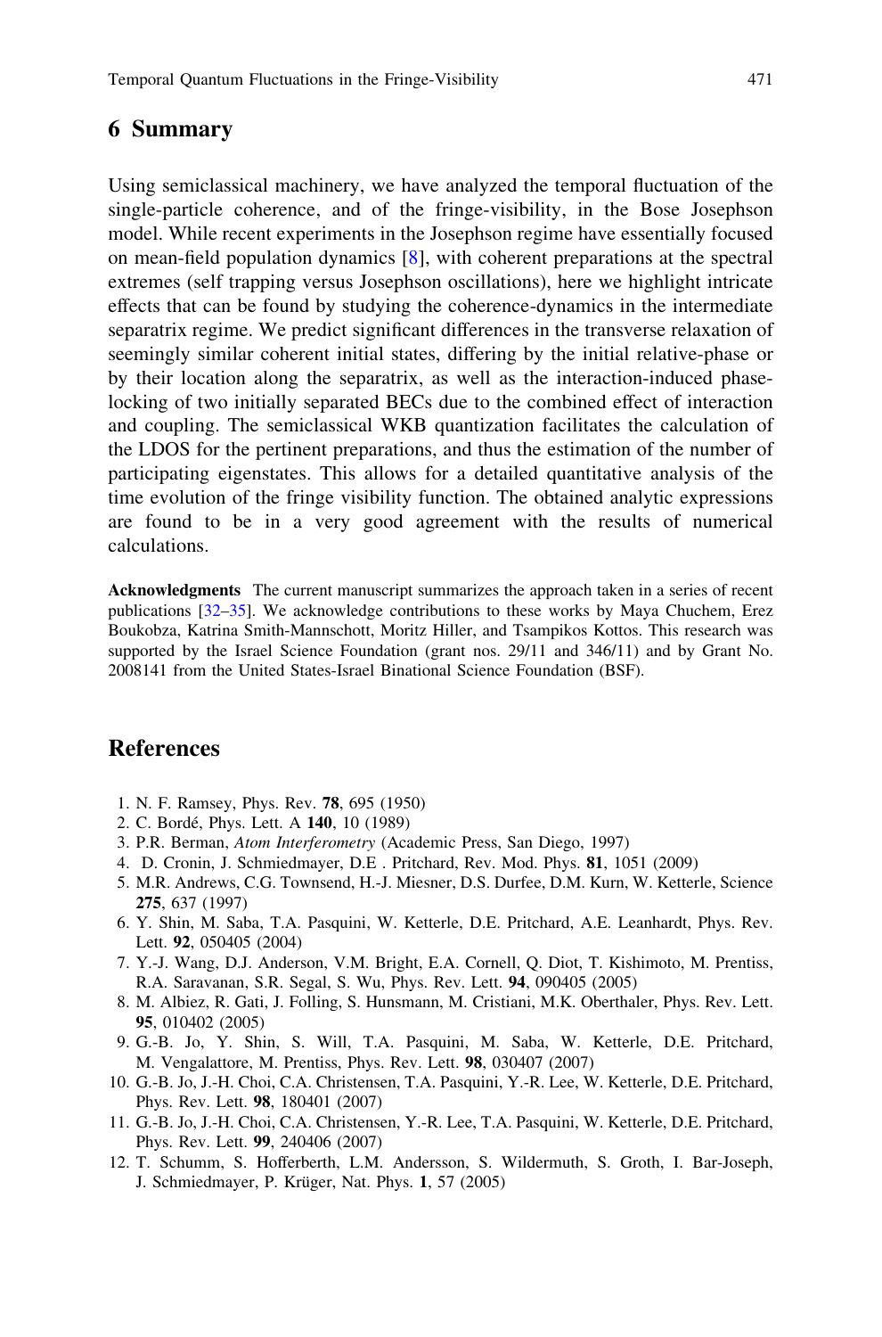## 6 Summary

Using semiclassical machinery, we have analyzed the temporal fluctuation of the single-particle coherence, and of the fringe-visibility, in the Bose Josephson model. While recent experiments in the Josephson regime have essentially focused on mean-field population dynamics [8], with coherent preparations at the spectral extremes (self trapping versus Josephson oscillations), here we highlight intricate effects that can be found by studying the coherence-dynamics in the intermediate separatrix regime. We predict significant differences in the transverse relaxation of seemingly similar coherent initial states, differing by the initial relative-phase or by their location along the separatrix, as well as the interaction-induced phase-locking of two initially separated BECs due to the combined effect of interaction and coupling. The semiclassical WKB quantization facilitates the calculation of the LDOS for the pertinent preparations, and thus the estimation of the number of participating eigenstates. This allows for a detailed quantitative analysis of the time evolution of the fringe visibility function. The obtained analytic expressions are found to be in a very good agreement with the results of numerical calculations.

**Acknowledgments** The current manuscript summarizes the approach taken in a series of recent publications [32–35]. We acknowledge contributions to these works by Maya Chuchem, Erez Boukobza, Katrina Smith-Mannschott, Moritz Hiller, and Tsampikos Kottos. This research was supported by the Israel Science Foundation (grant nos. 29/11 and 346/11) and by Grant No. 2008141 from the United States-Israel Binational Science Foundation (BSF).

## References

1. N. F. Ramsey, Phys. Rev. **78**, 695 (1950)
2. C. Bordé, Phys. Lett. A **140**, 10 (1989)
3. P.R. Berman, *Atom Interferometry* (Academic Press, San Diego, 1997)
4. D. Cronin, J. Schmiedmayer, D.E . Pritchard, Rev. Mod. Phys. **81**, 1051 (2009)
5. M.R. Andrews, C.G. Townsend, H.-J. Miesner, D.S. Durfee, D.M. Kurn, W. Ketterle, Science **275**, 637 (1997)
6. Y. Shin, M. Saba, T.A. Pasquini, W. Ketterle, D.E. Pritchard, A.E. Leanhardt, Phys. Rev. Lett. **92**, 050405 (2004)
7. Y.-J. Wang, D.J. Anderson, V.M. Bright, E.A. Cornell, Q. Diot, T. Kishimoto, M. Prentiss, R.A. Saravanan, S.R. Segal, S. Wu, Phys. Rev. Lett. **94**, 090405 (2005)
8. M. Albiez, R. Gati, J. Folling, S. Hunsmann, M. Cristiani, M.K. Oberthaler, Phys. Rev. Lett. **95**, 010402 (2005)
9. G.-B. Jo, Y. Shin, S. Will, T.A. Pasquini, M. Saba, W. Ketterle, D.E. Pritchard, M. Vengalattore, M. Prentiss, Phys. Rev. Lett. **98**, 030407 (2007)
10. G.-B. Jo, J.-H. Choi, C.A. Christensen, T.A. Pasquini, Y.-R. Lee, W. Ketterle, D.E. Pritchard, Phys. Rev. Lett. **98**, 180401 (2007)
11. G.-B. Jo, J.-H. Choi, C.A. Christensen, Y.-R. Lee, T.A. Pasquini, W. Ketterle, D.E. Pritchard, Phys. Rev. Lett. **99**, 240406 (2007)
12. T. Schumm, S. Hofferberth, L.M. Andersson, S. Wildermuth, S. Groth, I. Bar-Joseph, J. Schmiedmayer, P. Krüger, Nat. Phys. **1**, 57 (2005)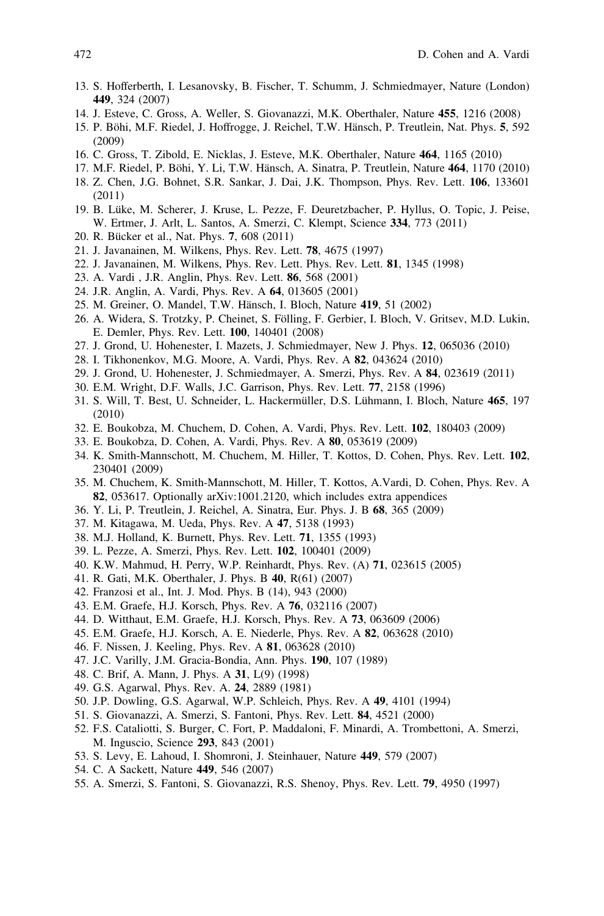13. S. Hofferberth, I. Lesanovsky, B. Fischer, T. Schumm, J. Schmiedmayer, Nature (London) **449**, 324 (2007)
14. J. Esteve, C. Gross, A. Weller, S. Giovanazzi, M.K. Oberthaler, Nature **455**, 1216 (2008)
15. P. Böhi, M.F. Riedel, J. Hoffrogge, J. Reichel, T.W. Hänsch, P. Treutlein, Nat. Phys. **5**, 592 (2009)
16. C. Gross, T. Zibold, E. Nicklas, J. Esteve, M.K. Oberthaler, Nature **464**, 1165 (2010)
17. M.F. Riedel, P. Böhi, Y. Li, T.W. Hänsch, A. Sinatra, P. Treutlein, Nature **464**, 1170 (2010)
18. Z. Chen, J.G. Bohnet, S.R. Sankar, J. Dai, J.K. Thompson, Phys. Rev. Lett. **106**, 133601 (2011)
19. B. Lüke, M. Scherer, J. Kruse, L. Pezze, F. Deuretzbacher, P. Hyllus, O. Topic, J. Peise, W. Ertmer, J. Arlt, L. Santos, A. Smerzi, C. Klempt, Science **334**, 773 (2011)
20. R. Bücker et al., Nat. Phys. **7**, 608 (2011)
21. J. Javanainen, M. Wilkens, Phys. Rev. Lett. **78**, 4675 (1997)
22. J. Javanainen, M. Wilkens, Phys. Rev. Lett. Phys. Rev. Lett. **81**, 1345 (1998)
23. A. Vardi , J.R. Anglin, Phys. Rev. Lett. **86**, 568 (2001)
24. J.R. Anglin, A. Vardi, Phys. Rev. A **64**, 013605 (2001)
25. M. Greiner, O. Mandel, T.W. Hänsch, I. Bloch, Nature **419**, 51 (2002)
26. A. Widera, S. Trotzky, P. Cheinet, S. Fölling, F. Gerbier, I. Bloch, V. Gritsev, M.D. Lukin, E. Demler, Phys. Rev. Lett. **100**, 140401 (2008)
27. J. Grond, U. Hohenester, I. Mazets, J. Schmiedmayer, New J. Phys. **12**, 065036 (2010)
28. I. Tikhonenkov, M.G. Moore, A. Vardi, Phys. Rev. A **82**, 043624 (2010)
29. J. Grond, U. Hohenester, J. Schmiedmayer, A. Smerzi, Phys. Rev. A **84**, 023619 (2011)
30. E.M. Wright, D.F. Walls, J.C. Garrison, Phys. Rev. Lett. **77**, 2158 (1996)
31. S. Will, T. Best, U. Schneider, L. Hackermüller, D.S. Lühmann, I. Bloch, Nature **465**, 197 (2010)
32. E. Boukobza, M. Chuchem, D. Cohen, A. Vardi, Phys. Rev. Lett. **102**, 180403 (2009)
33. E. Boukobza, D. Cohen, A. Vardi, Phys. Rev. A **80**, 053619 (2009)
34. K. Smith-Mannschott, M. Chuchem, M. Hiller, T. Kottos, D. Cohen, Phys. Rev. Lett. **102**, 230401 (2009)
35. M. Chuchem, K. Smith-Mannschott, M. Hiller, T. Kottos, A.Vardi, D. Cohen, Phys. Rev. A **82**, 053617. Optionally arXiv:1001.2120, which includes extra appendices
36. Y. Li, P. Treutlein, J. Reichel, A. Sinatra, Eur. Phys. J. B **68**, 365 (2009)
37. M. Kitagawa, M. Ueda, Phys. Rev. A **47**, 5138 (1993)
38. M.J. Holland, K. Burnett, Phys. Rev. Lett. **71**, 1355 (1993)
39. L. Pezze, A. Smerzi, Phys. Rev. Lett. **102**, 100401 (2009)
40. K.W. Mahmud, H. Perry, W.P. Reinhardt, Phys. Rev. (A) **71**, 023615 (2005)
41. R. Gati, M.K. Oberthaler, J. Phys. B **40**, R(61) (2007)
42. Franzosi et al., Int. J. Mod. Phys. B (14), 943 (2000)
43. E.M. Graefe, H.J. Korsch, Phys. Rev. A **76**, 032116 (2007)
44. D. Witthaut, E.M. Graefe, H.J. Korsch, Phys. Rev. A **73**, 063609 (2006)
45. E.M. Graefe, H.J. Korsch, A. E. Niederle, Phys. Rev. A **82**, 063628 (2010)
46. F. Nissen, J. Keeling, Phys. Rev. A **81**, 063628 (2010)
47. J.C. Varilly, J.M. Gracia-Bondia, Ann. Phys. **190**, 107 (1989)
48. C. Brif, A. Mann, J. Phys. A **31**, L(9) (1998)
49. G.S. Agarwal, Phys. Rev. A. **24**, 2889 (1981)
50. J.P. Dowling, G.S. Agarwal, W.P. Schleich, Phys. Rev. A **49**, 4101 (1994)
51. S. Giovanazzi, A. Smerzi, S. Fantoni, Phys. Rev. Lett. **84**, 4521 (2000)
52. F.S. Cataliotti, S. Burger, C. Fort, P. Maddaloni, F. Minardi, A. Trombettoni, A. Smerzi, M. Inguscio, Science **293**, 843 (2001)
53. S. Levy, E. Lahoud, I. Shomroni, J. Steinhauer, Nature **449**, 579 (2007)
54. C. A Sackett, Nature **449**, 546 (2007)
55. A. Smerzi, S. Fantoni, S. Giovanazzi, R.S. Shenoy, Phys. Rev. Lett. **79**, 4950 (1997)